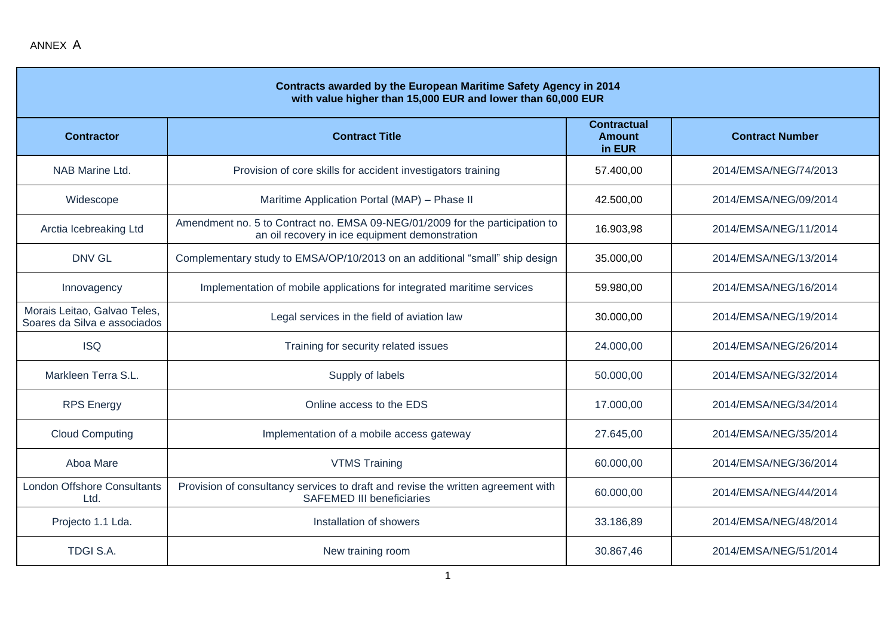ANNEX A

| Contracts awarded by the European Maritime Safety Agency in 2014 with value higher than 15,000 EUR and lower than 60,000 EUR | | | |
|---|---|---|---|
| **Contractor** | **Contract Title** | **Contractual Amount in EUR** | **Contract Number** |
| NAB Marine Ltd. | Provision of core skills for accident investigators training | 57.400,00 | 2014/EMSA/NEG/74/2013 |
| Widescope | Maritime Application Portal (MAP) – Phase II | 42.500,00 | 2014/EMSA/NEG/09/2014 |
| Arctia Icebreaking Ltd | Amendment no. 5 to Contract no. EMSA 09-NEG/01/2009 for the participation to an oil recovery in ice equipment demonstration | 16.903,98 | 2014/EMSA/NEG/11/2014 |
| DNV GL | Complementary study to EMSA/OP/10/2013 on an additional "small" ship design | 35.000,00 | 2014/EMSA/NEG/13/2014 |
| Innovagency | Implementation of mobile applications for integrated maritime services | 59.980,00 | 2014/EMSA/NEG/16/2014 |
| Morais Leitao, Galvao Teles, Soares da Silva e associados | Legal services in the field of aviation law | 30.000,00 | 2014/EMSA/NEG/19/2014 |
| ISQ | Training for security related issues | 24.000,00 | 2014/EMSA/NEG/26/2014 |
| Markleen Terra S.L. | Supply of labels | 50.000,00 | 2014/EMSA/NEG/32/2014 |
| RPS Energy | Online access to the EDS | 17.000,00 | 2014/EMSA/NEG/34/2014 |
| Cloud Computing | Implementation of a mobile access gateway | 27.645,00 | 2014/EMSA/NEG/35/2014 |
| Aboa Mare | VTMS Training | 60.000,00 | 2014/EMSA/NEG/36/2014 |
| London Offshore Consultants Ltd. | Provision of consultancy services to draft and revise the written agreement with SAFEMED III beneficiaries | 60.000,00 | 2014/EMSA/NEG/44/2014 |
| Projecto 1.1 Lda. | Installation of showers | 33.186,89 | 2014/EMSA/NEG/48/2014 |
| TDGI S.A. | New training room | 30.867,46 | 2014/EMSA/NEG/51/2014 |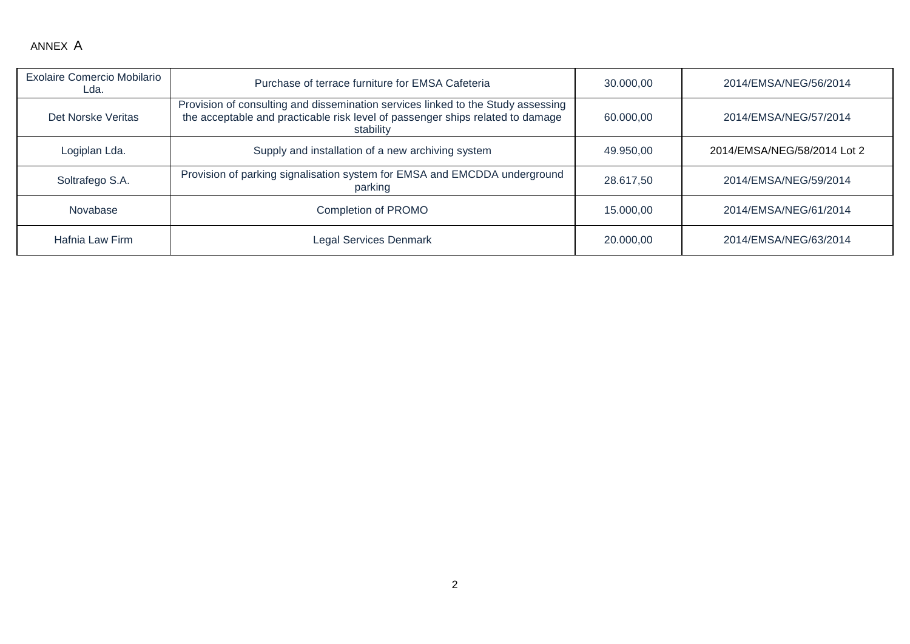ANNEX A

| | | | |
|---|---|---|---|
| Exolaire Comercio Mobilario Lda. | Purchase of terrace furniture for EMSA Cafeteria | 30.000,00 | 2014/EMSA/NEG/56/2014 |
| Det Norske Veritas | Provision of consulting and dissemination services linked to the Study assessing the acceptable and practicable risk level of passenger ships related to damage stability | 60.000,00 | 2014/EMSA/NEG/57/2014 |
| Logiplan Lda. | Supply and installation of a new archiving system | 49.950,00 | 2014/EMSA/NEG/58/2014 Lot 2 |
| Soltrafego S.A. | Provision of parking signalisation system for EMSA and EMCDDA underground parking | 28.617,50 | 2014/EMSA/NEG/59/2014 |
| Novabase | Completion of PROMO | 15.000,00 | 2014/EMSA/NEG/61/2014 |
| Hafnia Law Firm | Legal Services Denmark | 20.000,00 | 2014/EMSA/NEG/63/2014 |